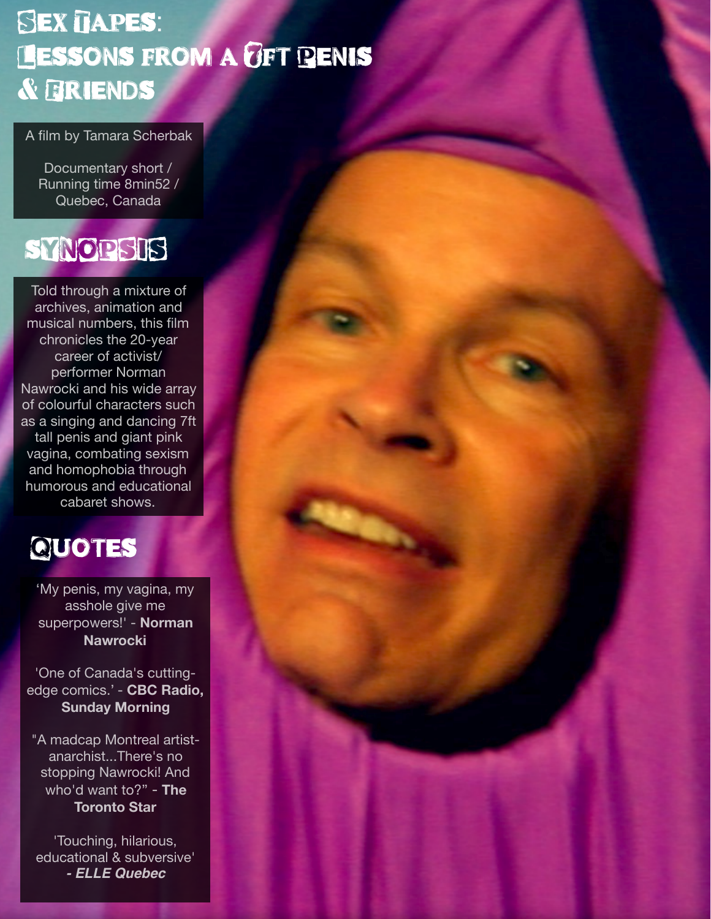# Sex Tapes: Lessons from a 7ft Penis & Friends

A film by Tamara Scherbak

Documentary short / Running time 8min52 / Quebec, Canada

## SYNOPSIS

Told through a mixture of archives, animation and musical numbers, this film chronicles the 20-year career of activist/performer Norman Nawrocki and his wide array of colourful characters such as a singing and dancing 7ft tall penis and giant pink vagina, combating sexism and homophobia through humorous and educational cabaret shows.

## QUOTES

'My penis, my vagina, my asshole give me superpowers!' - **Norman Nawrocki**

'One of Canada's cutting-edge comics.' - **CBC Radio, Sunday Morning**

"A madcap Montreal artist-anarchist...There's no stopping Nawrocki! And who'd want to?" - **The Toronto Star**

'Touching, hilarious, educational & subversive' ***- ELLE Quebec***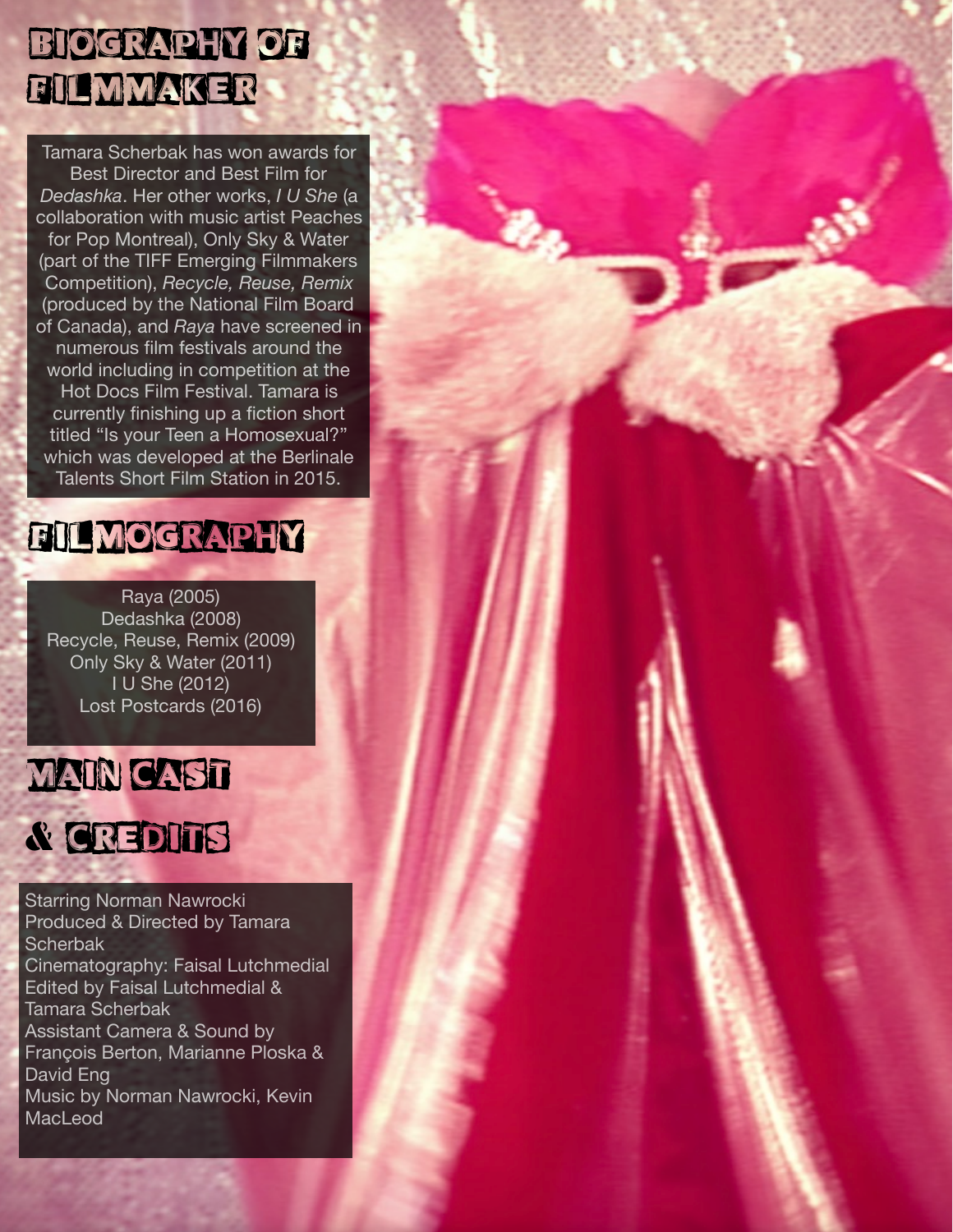# Biography of Filmmaker

Tamara Scherbak has won awards for Best Director and Best Film for *Dedashka*. Her other works, *I U She* (a collaboration with music artist Peaches for Pop Montreal), Only Sky & Water (part of the TIFF Emerging Filmmakers Competition), *Recycle, Reuse, Remix* (produced by the National Film Board of Canada), and *Raya* have screened in numerous film festivals around the world including in competition at the Hot Docs Film Festival. Tamara is currently finishing up a fiction short titled "Is your Teen a Homosexual?" which was developed at the Berlinale Talents Short Film Station in 2015.

# Filmography

Raya (2005)
Dedashka (2008)
Recycle, Reuse, Remix (2009)
Only Sky & Water (2011)
I U She (2012)
Lost Postcards (2016)

# Main Cast & Credits

Starring Norman Nawrocki
Produced & Directed by Tamara Scherbak
Cinematography: Faisal Lutchmedial
Edited by Faisal Lutchmedial & Tamara Scherbak
Assistant Camera & Sound by François Berton, Marianne Ploska & David Eng
Music by Norman Nawrocki, Kevin MacLeod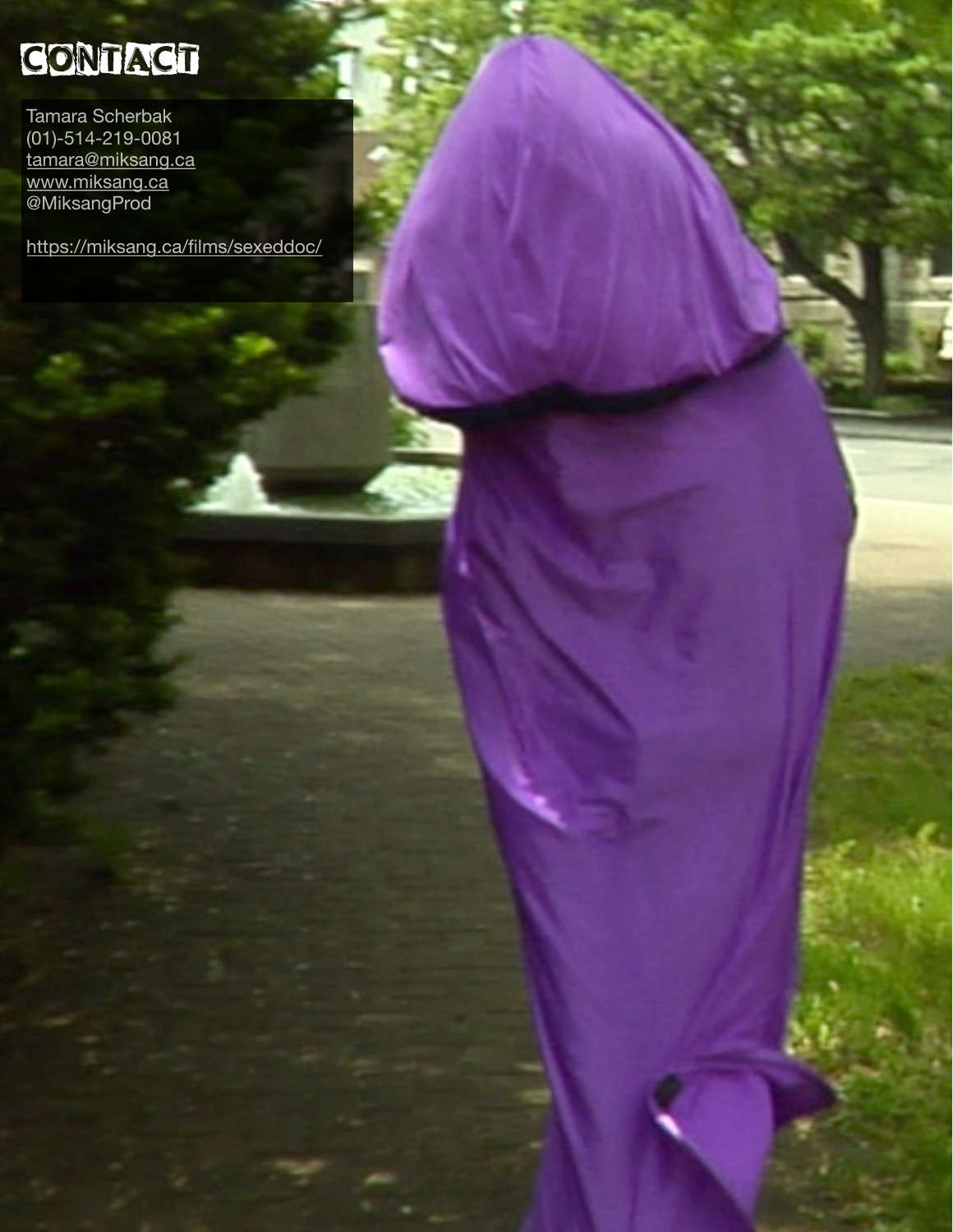# CONTACT

Tamara Scherbak
(01)-514-219-0081
tamara@miksang.ca
www.miksang.ca
@MiksangProd

https://miksang.ca/films/sexeddoc/